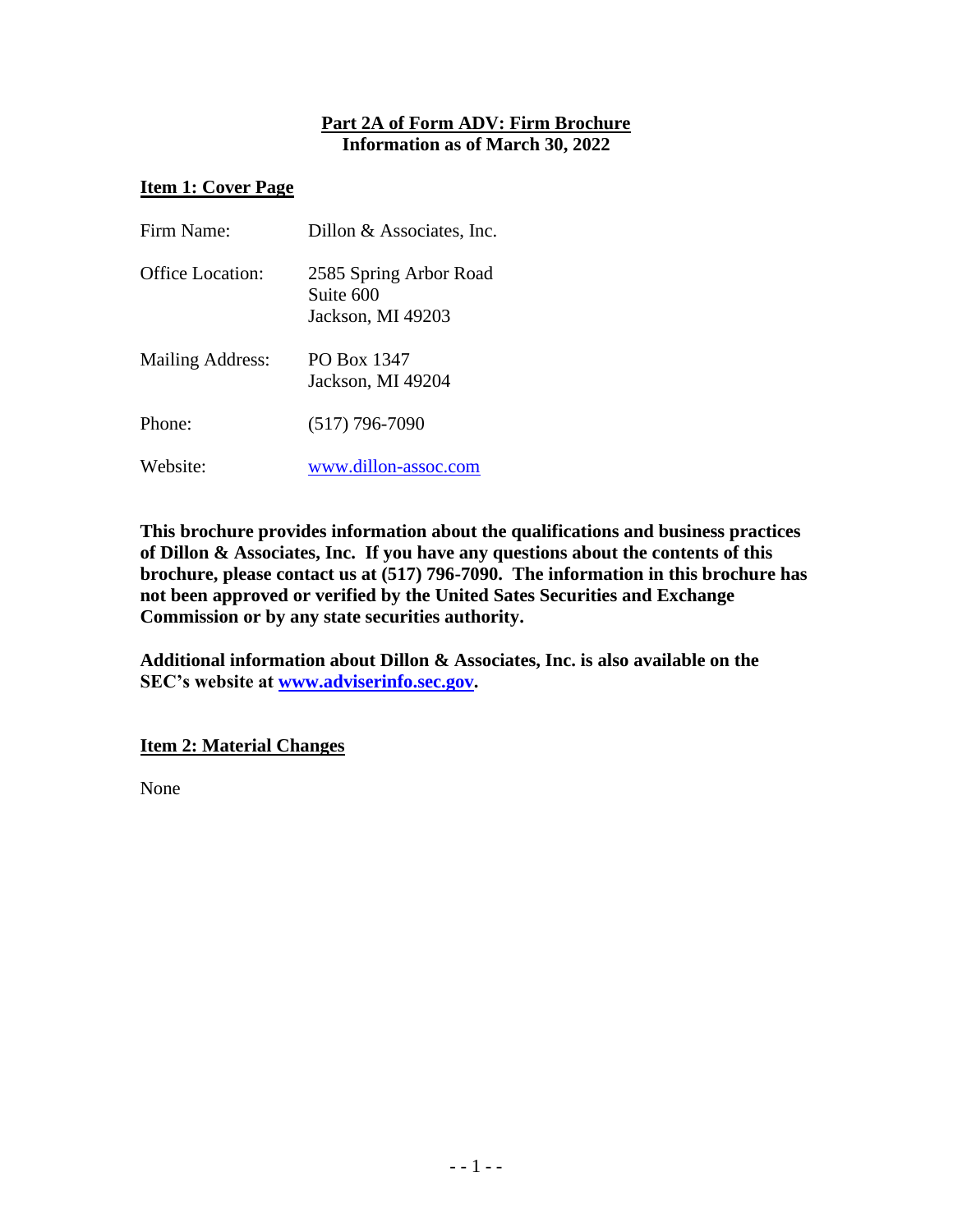**Part 2A of Form ADV: Firm Brochure**
**Information as of March 30, 2022**

## Item 1: Cover Page

| | |
|---|---|
| Firm Name: | Dillon & Associates, Inc. |
| Office Location: | 2585 Spring Arbor Road<br>Suite 600<br>Jackson, MI 49203 |
| Mailing Address: | PO Box 1347<br>Jackson, MI 49204 |
| Phone: | (517) 796-7090 |
| Website: | www.dillon-assoc.com |

**This brochure provides information about the qualifications and business practices of Dillon & Associates, Inc. If you have any questions about the contents of this brochure, please contact us at (517) 796-7090. The information in this brochure has not been approved or verified by the United Sates Securities and Exchange Commission or by any state securities authority.**

**Additional information about Dillon & Associates, Inc. is also available on the SEC's website at www.adviserinfo.sec.gov.**

## Item 2: Material Changes

None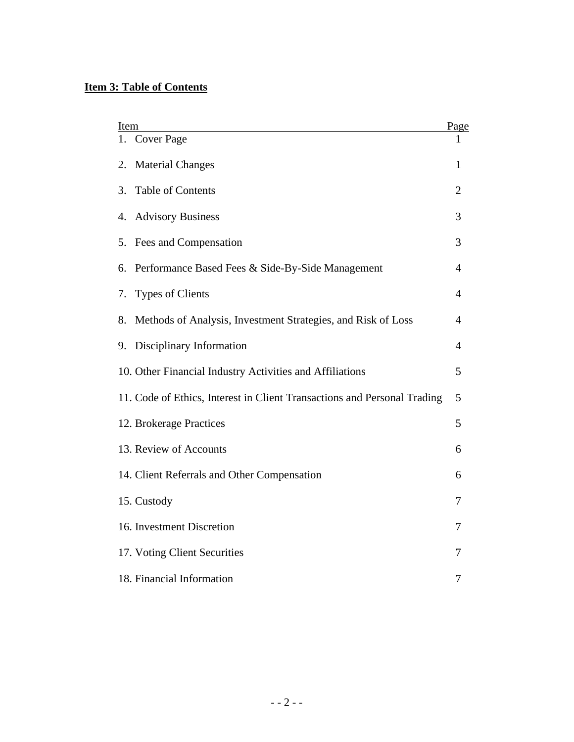**Item 3: Table of Contents**

| Item | Page |
|---|---|
| 1. Cover Page | 1 |
| 2. Material Changes | 1 |
| 3. Table of Contents | 2 |
| 4. Advisory Business | 3 |
| 5. Fees and Compensation | 3 |
| 6. Performance Based Fees & Side-By-Side Management | 4 |
| 7. Types of Clients | 4 |
| 8. Methods of Analysis, Investment Strategies, and Risk of Loss | 4 |
| 9. Disciplinary Information | 4 |
| 10. Other Financial Industry Activities and Affiliations | 5 |
| 11. Code of Ethics, Interest in Client Transactions and Personal Trading | 5 |
| 12. Brokerage Practices | 5 |
| 13. Review of Accounts | 6 |
| 14. Client Referrals and Other Compensation | 6 |
| 15. Custody | 7 |
| 16. Investment Discretion | 7 |
| 17. Voting Client Securities | 7 |
| 18. Financial Information | 7 |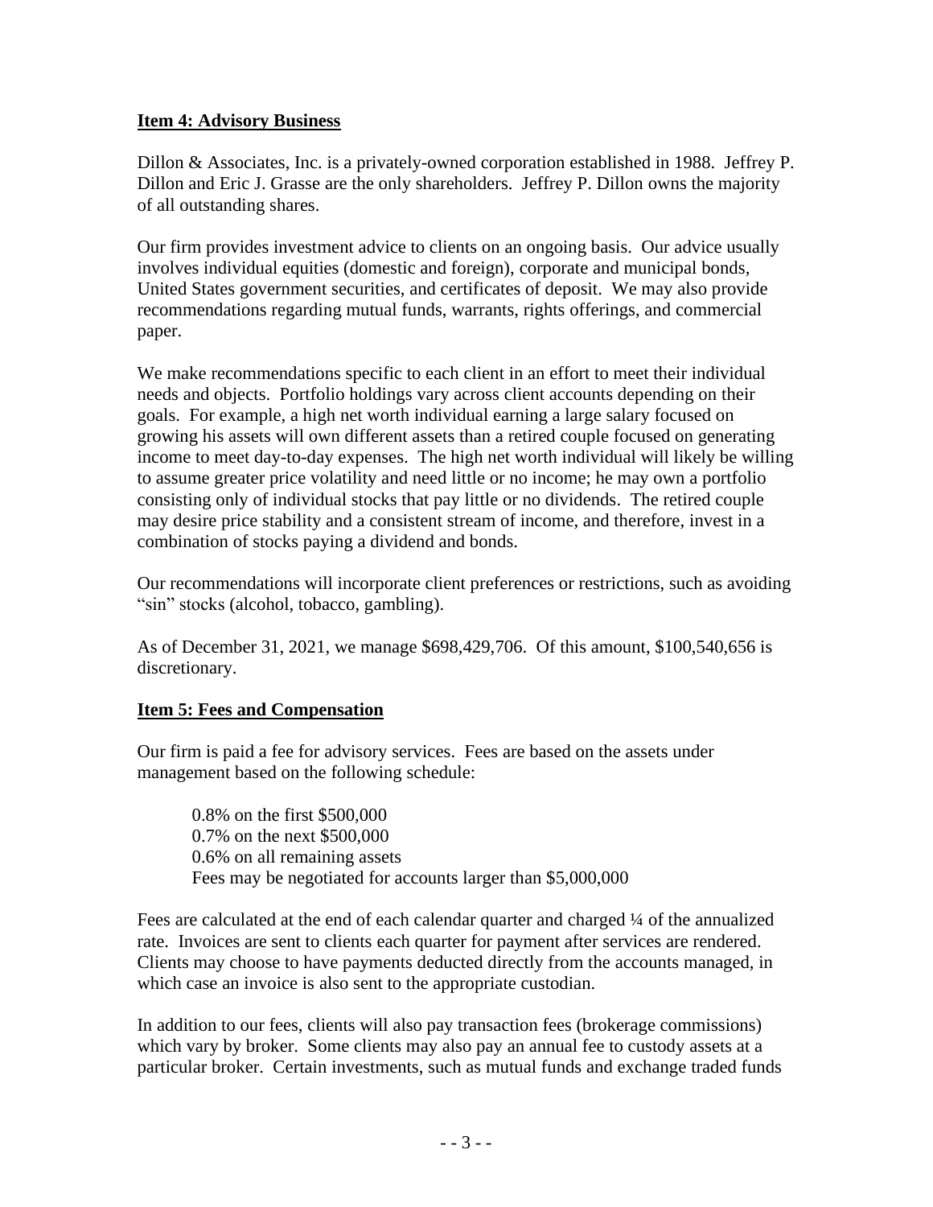## Item 4: Advisory Business

Dillon & Associates, Inc. is a privately-owned corporation established in 1988. Jeffrey P. Dillon and Eric J. Grasse are the only shareholders. Jeffrey P. Dillon owns the majority of all outstanding shares.

Our firm provides investment advice to clients on an ongoing basis. Our advice usually involves individual equities (domestic and foreign), corporate and municipal bonds, United States government securities, and certificates of deposit. We may also provide recommendations regarding mutual funds, warrants, rights offerings, and commercial paper.

We make recommendations specific to each client in an effort to meet their individual needs and objects. Portfolio holdings vary across client accounts depending on their goals. For example, a high net worth individual earning a large salary focused on growing his assets will own different assets than a retired couple focused on generating income to meet day-to-day expenses. The high net worth individual will likely be willing to assume greater price volatility and need little or no income; he may own a portfolio consisting only of individual stocks that pay little or no dividends. The retired couple may desire price stability and a consistent stream of income, and therefore, invest in a combination of stocks paying a dividend and bonds.

Our recommendations will incorporate client preferences or restrictions, such as avoiding "sin" stocks (alcohol, tobacco, gambling).

As of December 31, 2021, we manage $698,429,706. Of this amount, $100,540,656 is discretionary.

## Item 5: Fees and Compensation

Our firm is paid a fee for advisory services. Fees are based on the assets under management based on the following schedule:

0.8% on the first $500,000
0.7% on the next $500,000
0.6% on all remaining assets
Fees may be negotiated for accounts larger than $5,000,000

Fees are calculated at the end of each calendar quarter and charged ¼ of the annualized rate. Invoices are sent to clients each quarter for payment after services are rendered. Clients may choose to have payments deducted directly from the accounts managed, in which case an invoice is also sent to the appropriate custodian.

In addition to our fees, clients will also pay transaction fees (brokerage commissions) which vary by broker. Some clients may also pay an annual fee to custody assets at a particular broker. Certain investments, such as mutual funds and exchange traded funds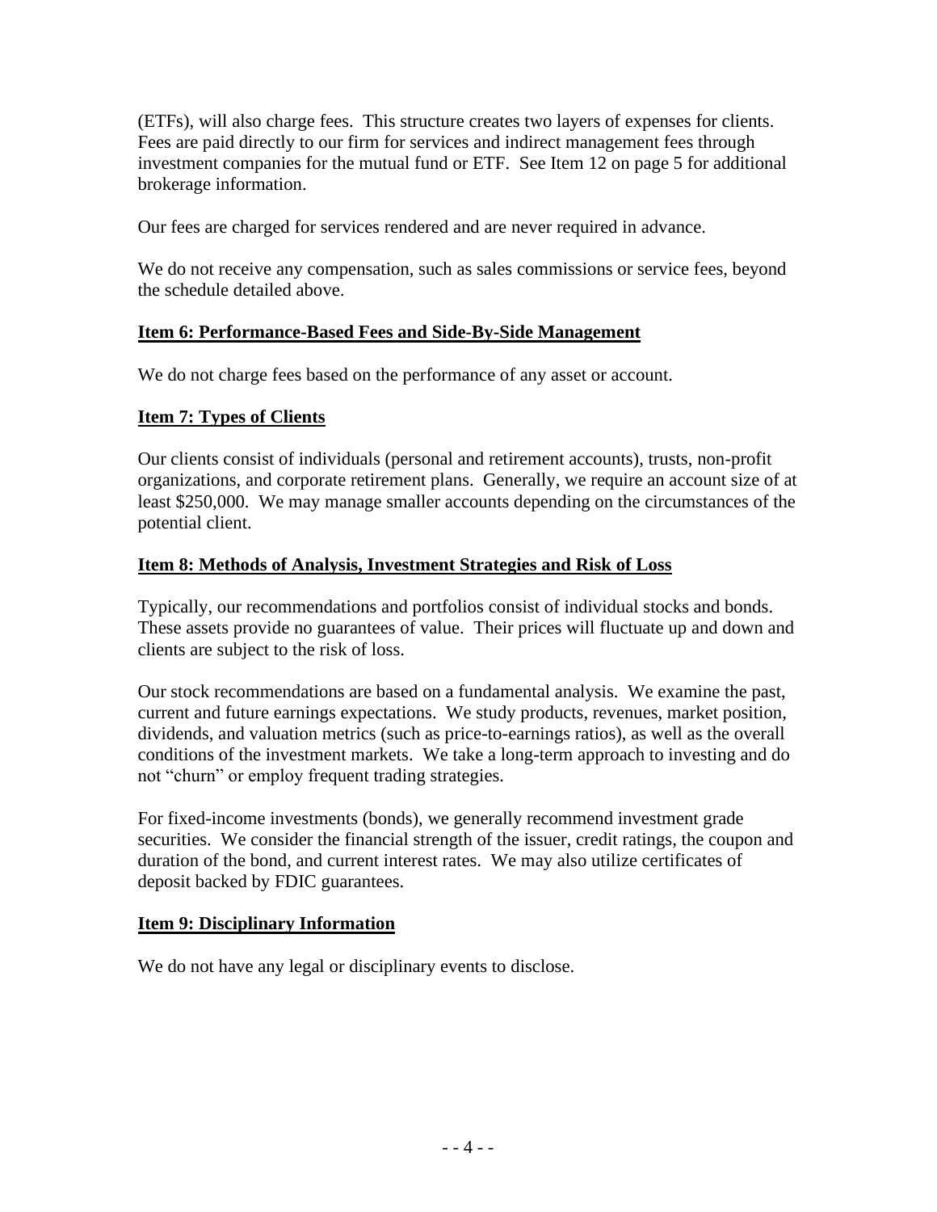(ETFs), will also charge fees. This structure creates two layers of expenses for clients. Fees are paid directly to our firm for services and indirect management fees through investment companies for the mutual fund or ETF. See Item 12 on page 5 for additional brokerage information.

Our fees are charged for services rendered and are never required in advance.

We do not receive any compensation, such as sales commissions or service fees, beyond the schedule detailed above.

## Item 6: Performance-Based Fees and Side-By-Side Management

We do not charge fees based on the performance of any asset or account.

## Item 7: Types of Clients

Our clients consist of individuals (personal and retirement accounts), trusts, non-profit organizations, and corporate retirement plans. Generally, we require an account size of at least $250,000. We may manage smaller accounts depending on the circumstances of the potential client.

## Item 8: Methods of Analysis, Investment Strategies and Risk of Loss

Typically, our recommendations and portfolios consist of individual stocks and bonds. These assets provide no guarantees of value. Their prices will fluctuate up and down and clients are subject to the risk of loss.

Our stock recommendations are based on a fundamental analysis. We examine the past, current and future earnings expectations. We study products, revenues, market position, dividends, and valuation metrics (such as price-to-earnings ratios), as well as the overall conditions of the investment markets. We take a long-term approach to investing and do not "churn" or employ frequent trading strategies.

For fixed-income investments (bonds), we generally recommend investment grade securities. We consider the financial strength of the issuer, credit ratings, the coupon and duration of the bond, and current interest rates. We may also utilize certificates of deposit backed by FDIC guarantees.

## Item 9: Disciplinary Information

We do not have any legal or disciplinary events to disclose.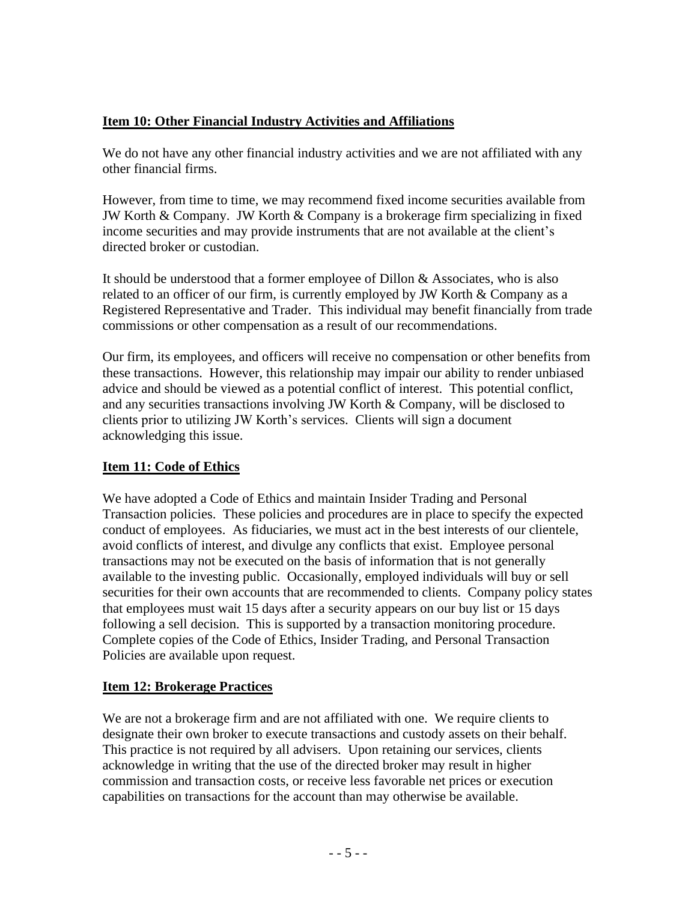## Item 10: Other Financial Industry Activities and Affiliations

We do not have any other financial industry activities and we are not affiliated with any other financial firms.

However, from time to time, we may recommend fixed income securities available from JW Korth & Company. JW Korth & Company is a brokerage firm specializing in fixed income securities and may provide instruments that are not available at the client's directed broker or custodian.

It should be understood that a former employee of Dillon & Associates, who is also related to an officer of our firm, is currently employed by JW Korth & Company as a Registered Representative and Trader. This individual may benefit financially from trade commissions or other compensation as a result of our recommendations.

Our firm, its employees, and officers will receive no compensation or other benefits from these transactions. However, this relationship may impair our ability to render unbiased advice and should be viewed as a potential conflict of interest. This potential conflict, and any securities transactions involving JW Korth & Company, will be disclosed to clients prior to utilizing JW Korth's services. Clients will sign a document acknowledging this issue.

## Item 11: Code of Ethics

We have adopted a Code of Ethics and maintain Insider Trading and Personal Transaction policies. These policies and procedures are in place to specify the expected conduct of employees. As fiduciaries, we must act in the best interests of our clientele, avoid conflicts of interest, and divulge any conflicts that exist. Employee personal transactions may not be executed on the basis of information that is not generally available to the investing public. Occasionally, employed individuals will buy or sell securities for their own accounts that are recommended to clients. Company policy states that employees must wait 15 days after a security appears on our buy list or 15 days following a sell decision. This is supported by a transaction monitoring procedure. Complete copies of the Code of Ethics, Insider Trading, and Personal Transaction Policies are available upon request.

## Item 12: Brokerage Practices

We are not a brokerage firm and are not affiliated with one. We require clients to designate their own broker to execute transactions and custody assets on their behalf. This practice is not required by all advisers. Upon retaining our services, clients acknowledge in writing that the use of the directed broker may result in higher commission and transaction costs, or receive less favorable net prices or execution capabilities on transactions for the account than may otherwise be available.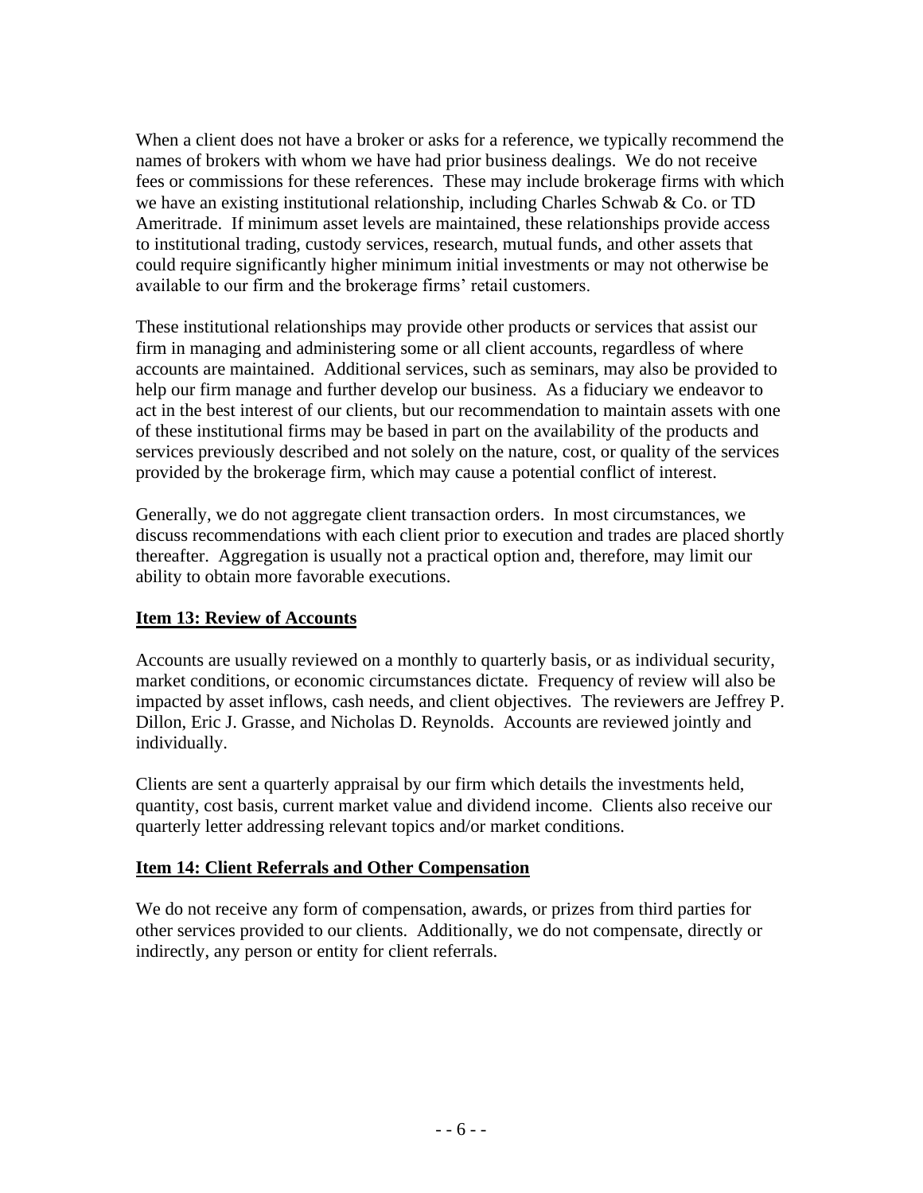When a client does not have a broker or asks for a reference, we typically recommend the names of brokers with whom we have had prior business dealings. We do not receive fees or commissions for these references. These may include brokerage firms with which we have an existing institutional relationship, including Charles Schwab & Co. or TD Ameritrade. If minimum asset levels are maintained, these relationships provide access to institutional trading, custody services, research, mutual funds, and other assets that could require significantly higher minimum initial investments or may not otherwise be available to our firm and the brokerage firms' retail customers.

These institutional relationships may provide other products or services that assist our firm in managing and administering some or all client accounts, regardless of where accounts are maintained. Additional services, such as seminars, may also be provided to help our firm manage and further develop our business. As a fiduciary we endeavor to act in the best interest of our clients, but our recommendation to maintain assets with one of these institutional firms may be based in part on the availability of the products and services previously described and not solely on the nature, cost, or quality of the services provided by the brokerage firm, which may cause a potential conflict of interest.

Generally, we do not aggregate client transaction orders. In most circumstances, we discuss recommendations with each client prior to execution and trades are placed shortly thereafter. Aggregation is usually not a practical option and, therefore, may limit our ability to obtain more favorable executions.

## Item 13: Review of Accounts

Accounts are usually reviewed on a monthly to quarterly basis, or as individual security, market conditions, or economic circumstances dictate. Frequency of review will also be impacted by asset inflows, cash needs, and client objectives. The reviewers are Jeffrey P. Dillon, Eric J. Grasse, and Nicholas D. Reynolds. Accounts are reviewed jointly and individually.

Clients are sent a quarterly appraisal by our firm which details the investments held, quantity, cost basis, current market value and dividend income. Clients also receive our quarterly letter addressing relevant topics and/or market conditions.

## Item 14: Client Referrals and Other Compensation

We do not receive any form of compensation, awards, or prizes from third parties for other services provided to our clients. Additionally, we do not compensate, directly or indirectly, any person or entity for client referrals.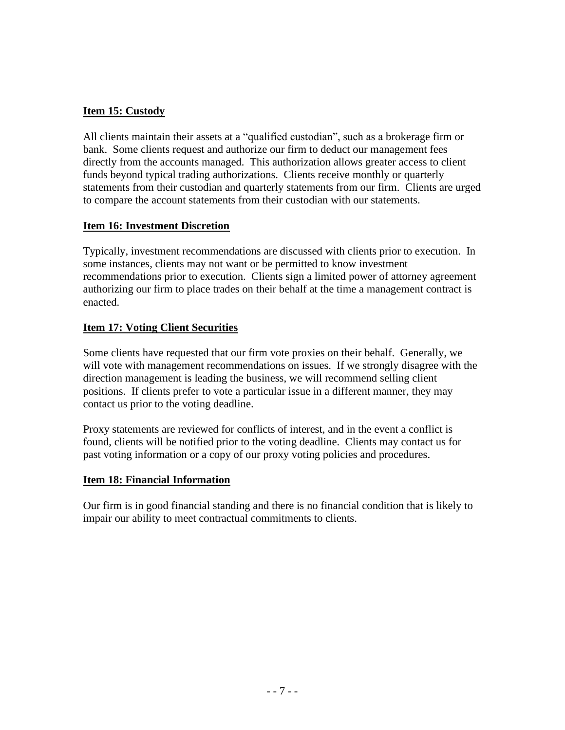## Item 15: Custody

All clients maintain their assets at a "qualified custodian", such as a brokerage firm or bank. Some clients request and authorize our firm to deduct our management fees directly from the accounts managed. This authorization allows greater access to client funds beyond typical trading authorizations. Clients receive monthly or quarterly statements from their custodian and quarterly statements from our firm. Clients are urged to compare the account statements from their custodian with our statements.

## Item 16: Investment Discretion

Typically, investment recommendations are discussed with clients prior to execution. In some instances, clients may not want or be permitted to know investment recommendations prior to execution. Clients sign a limited power of attorney agreement authorizing our firm to place trades on their behalf at the time a management contract is enacted.

## Item 17: Voting Client Securities

Some clients have requested that our firm vote proxies on their behalf. Generally, we will vote with management recommendations on issues. If we strongly disagree with the direction management is leading the business, we will recommend selling client positions. If clients prefer to vote a particular issue in a different manner, they may contact us prior to the voting deadline.

Proxy statements are reviewed for conflicts of interest, and in the event a conflict is found, clients will be notified prior to the voting deadline. Clients may contact us for past voting information or a copy of our proxy voting policies and procedures.

## Item 18: Financial Information

Our firm is in good financial standing and there is no financial condition that is likely to impair our ability to meet contractual commitments to clients.